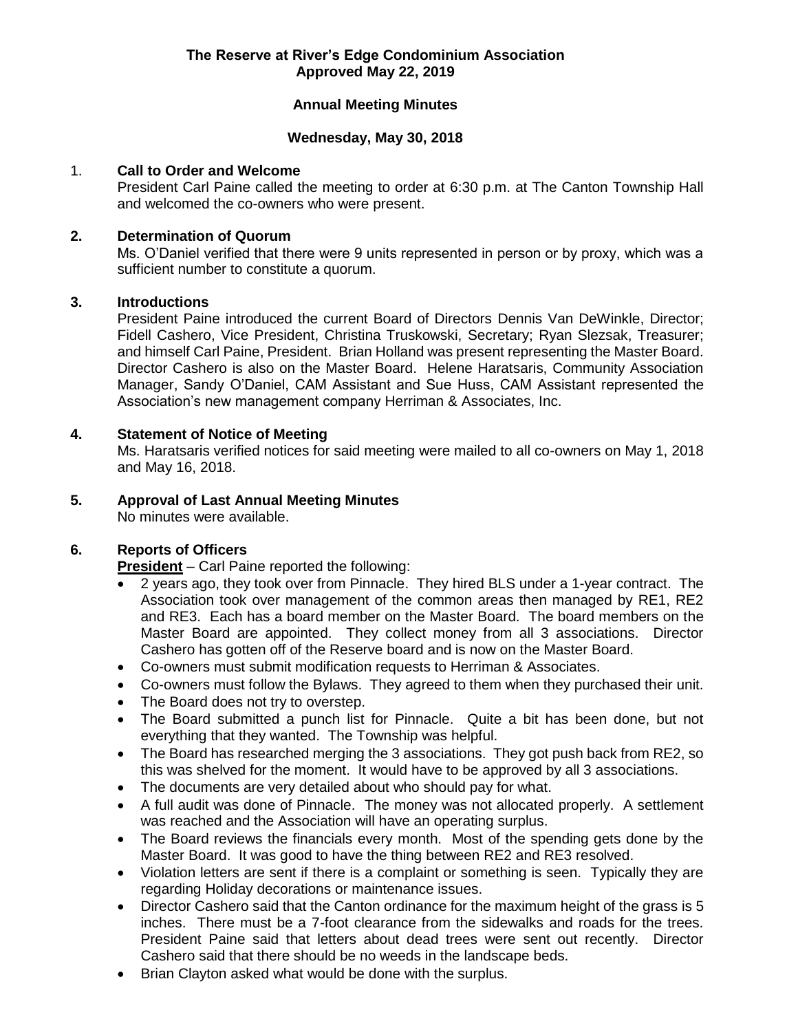**The Reserve at River's Edge Condominium Association**
**Approved May 22, 2019**

**Annual Meeting Minutes**

**Wednesday, May 30, 2018**

1. **Call to Order and Welcome**
   President Carl Paine called the meeting to order at 6:30 p.m. at The Canton Township Hall and welcomed the co-owners who were present.

2. **Determination of Quorum**
   Ms. O'Daniel verified that there were 9 units represented in person or by proxy, which was a sufficient number to constitute a quorum.

3. **Introductions**
   President Paine introduced the current Board of Directors Dennis Van DeWinkle, Director; Fidell Cashero, Vice President, Christina Truskowski, Secretary; Ryan Slezsak, Treasurer; and himself Carl Paine, President. Brian Holland was present representing the Master Board. Director Cashero is also on the Master Board. Helene Haratsaris, Community Association Manager, Sandy O'Daniel, CAM Assistant and Sue Huss, CAM Assistant represented the Association's new management company Herriman & Associates, Inc.

4. **Statement of Notice of Meeting**
   Ms. Haratsaris verified notices for said meeting were mailed to all co-owners on May 1, 2018 and May 16, 2018.

5. **Approval of Last Annual Meeting Minutes**
   No minutes were available.

6. **Reports of Officers**
   **President** – Carl Paine reported the following:
   - 2 years ago, they took over from Pinnacle. They hired BLS under a 1-year contract. The Association took over management of the common areas then managed by RE1, RE2 and RE3. Each has a board member on the Master Board. The board members on the Master Board are appointed. They collect money from all 3 associations. Director Cashero has gotten off of the Reserve board and is now on the Master Board.
   - Co-owners must submit modification requests to Herriman & Associates.
   - Co-owners must follow the Bylaws. They agreed to them when they purchased their unit.
   - The Board does not try to overstep.
   - The Board submitted a punch list for Pinnacle. Quite a bit has been done, but not everything that they wanted. The Township was helpful.
   - The Board has researched merging the 3 associations. They got push back from RE2, so this was shelved for the moment. It would have to be approved by all 3 associations.
   - The documents are very detailed about who should pay for what.
   - A full audit was done of Pinnacle. The money was not allocated properly. A settlement was reached and the Association will have an operating surplus.
   - The Board reviews the financials every month. Most of the spending gets done by the Master Board. It was good to have the thing between RE2 and RE3 resolved.
   - Violation letters are sent if there is a complaint or something is seen. Typically they are regarding Holiday decorations or maintenance issues.
   - Director Cashero said that the Canton ordinance for the maximum height of the grass is 5 inches. There must be a 7-foot clearance from the sidewalks and roads for the trees. President Paine said that letters about dead trees were sent out recently. Director Cashero said that there should be no weeds in the landscape beds.
   - Brian Clayton asked what would be done with the surplus.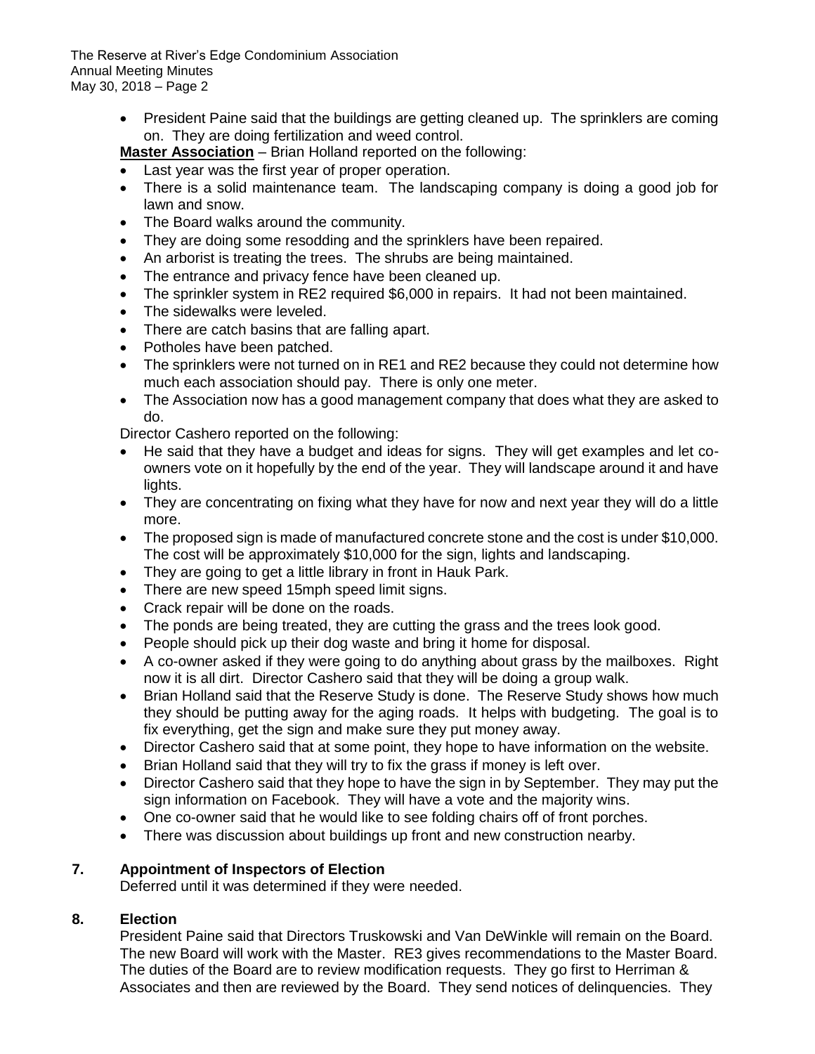- President Paine said that the buildings are getting cleaned up. The sprinklers are coming on. They are doing fertilization and weed control.

**Master Association** – Brian Holland reported on the following:

- Last year was the first year of proper operation.
- There is a solid maintenance team. The landscaping company is doing a good job for lawn and snow.
- The Board walks around the community.
- They are doing some resodding and the sprinklers have been repaired.
- An arborist is treating the trees. The shrubs are being maintained.
- The entrance and privacy fence have been cleaned up.
- The sprinkler system in RE2 required $6,000 in repairs. It had not been maintained.
- The sidewalks were leveled.
- There are catch basins that are falling apart.
- Potholes have been patched.
- The sprinklers were not turned on in RE1 and RE2 because they could not determine how much each association should pay. There is only one meter.
- The Association now has a good management company that does what they are asked to do.

Director Cashero reported on the following:

- He said that they have a budget and ideas for signs. They will get examples and let co-owners vote on it hopefully by the end of the year. They will landscape around it and have lights.
- They are concentrating on fixing what they have for now and next year they will do a little more.
- The proposed sign is made of manufactured concrete stone and the cost is under $10,000. The cost will be approximately $10,000 for the sign, lights and landscaping.
- They are going to get a little library in front in Hauk Park.
- There are new speed 15mph speed limit signs.
- Crack repair will be done on the roads.
- The ponds are being treated, they are cutting the grass and the trees look good.
- People should pick up their dog waste and bring it home for disposal.
- A co-owner asked if they were going to do anything about grass by the mailboxes. Right now it is all dirt. Director Cashero said that they will be doing a group walk.
- Brian Holland said that the Reserve Study is done. The Reserve Study shows how much they should be putting away for the aging roads. It helps with budgeting. The goal is to fix everything, get the sign and make sure they put money away.
- Director Cashero said that at some point, they hope to have information on the website.
- Brian Holland said that they will try to fix the grass if money is left over.
- Director Cashero said that they hope to have the sign in by September. They may put the sign information on Facebook. They will have a vote and the majority wins.
- One co-owner said that he would like to see folding chairs off of front porches.
- There was discussion about buildings up front and new construction nearby.

## 7. Appointment of Inspectors of Election

Deferred until it was determined if they were needed.

## 8. Election

President Paine said that Directors Truskowski and Van DeWinkle will remain on the Board. The new Board will work with the Master. RE3 gives recommendations to the Master Board. The duties of the Board are to review modification requests. They go first to Herriman & Associates and then are reviewed by the Board. They send notices of delinquencies. They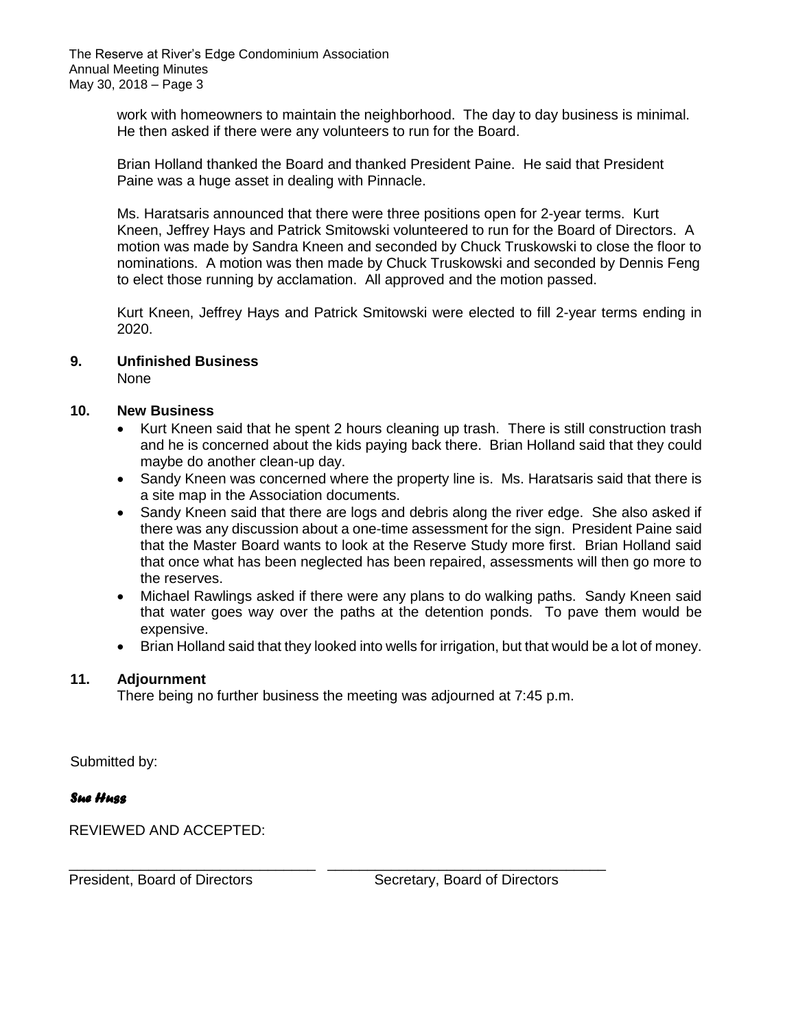work with homeowners to maintain the neighborhood. The day to day business is minimal. He then asked if there were any volunteers to run for the Board.

Brian Holland thanked the Board and thanked President Paine. He said that President Paine was a huge asset in dealing with Pinnacle.

Ms. Haratsaris announced that there were three positions open for 2-year terms. Kurt Kneen, Jeffrey Hays and Patrick Smitowski volunteered to run for the Board of Directors. A motion was made by Sandra Kneen and seconded by Chuck Truskowski to close the floor to nominations. A motion was then made by Chuck Truskowski and seconded by Dennis Feng to elect those running by acclamation. All approved and the motion passed.

Kurt Kneen, Jeffrey Hays and Patrick Smitowski were elected to fill 2-year terms ending in 2020.

**9. Unfinished Business**

None

**10. New Business**

- Kurt Kneen said that he spent 2 hours cleaning up trash. There is still construction trash and he is concerned about the kids paying back there. Brian Holland said that they could maybe do another clean-up day.
- Sandy Kneen was concerned where the property line is. Ms. Haratsaris said that there is a site map in the Association documents.
- Sandy Kneen said that there are logs and debris along the river edge. She also asked if there was any discussion about a one-time assessment for the sign. President Paine said that the Master Board wants to look at the Reserve Study more first. Brian Holland said that once what has been neglected has been repaired, assessments will then go more to the reserves.
- Michael Rawlings asked if there were any plans to do walking paths. Sandy Kneen said that water goes way over the paths at the detention ponds. To pave them would be expensive.
- Brian Holland said that they looked into wells for irrigation, but that would be a lot of money.

**11. Adjournment**

There being no further business the meeting was adjourned at 7:45 p.m.

Submitted by:

***Sue Huss***

REVIEWED AND ACCEPTED:

\_\_\_\_\_\_\_\_\_\_\_\_\_\_\_\_\_\_\_\_\_\_\_\_\_\_\_\_\_\_ \_\_\_\_\_\_\_\_\_\_\_\_\_\_\_\_\_\_\_\_\_\_\_\_\_\_\_\_\_\_

President, Board of Directors Secretary, Board of Directors